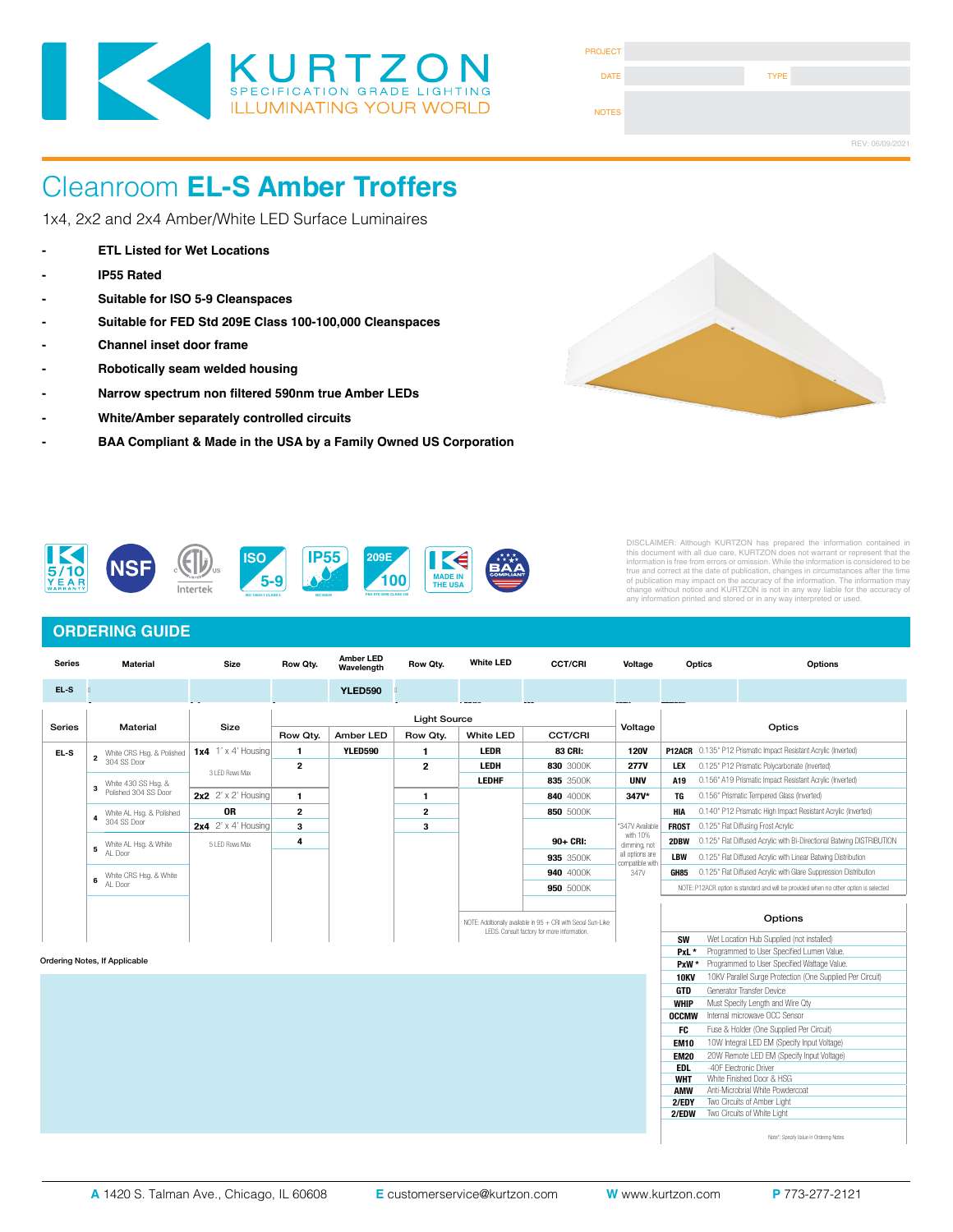# KURTZON

SPECIFICATION GRADE LIGHTING
ILLUMINATING YOUR WORLD

| PROJECT | | | |
|---|---|---|---|
| DATE | | TYPE | |
| NOTES | | | |

REV: 06/09/2021

# Cleanroom **EL-S Amber Troffers**

1x4, 2x2 and 2x4 Amber/White LED Surface Luminaires

- **ETL Listed for Wet Locations**
- **IP55 Rated**
- **Suitable for ISO 5-9 Cleanspaces**
- **Suitable for FED Std 209E Class 100-100,000 Cleanspaces**
- **Channel inset door frame**
- **Robotically seam welded housing**
- **Narrow spectrum non filtered 590nm true Amber LEDs**
- **White/Amber separately controlled circuits**
- **BAA Compliant & Made in the USA by a Family Owned US Corporation**

DISCLAIMER: Although KURTZON has prepared the information contained in this document with all due care, KURTZON does not warrant or represent that the information is free from errors or omission. While the information is considered to be true and correct at the date of publication, changes in circumstances after the time of publication may impact on the accuracy of the information. The information may change without notice and KURTZON is not in any way liable for the accuracy of any information printed and stored or in any way interpreted or used.

## ORDERING GUIDE

| Series | Material | Size | Row Qty. | Amber LED Wavelength | Row Qty. | White LED | CCT/CRI | Voltage | Optics | Options |
|---|---|---|---|---|---|---|---|---|---|---|
| EL-S | | | | YLED590 | | | | | | |

| Series | Material | Size | Light Source | | | | | Voltage | Optics | |
|---|---|---|---|---|---|---|---|---|---|---|
| | | | Row Qty. | Amber LED | Row Qty. | White LED | CCT/CRI | | | |
| EL-S | **2** White CRS Hsg. & Polished 304 SS Door | **1x4** 1' x 4' Housing | 1 | YLED590 | 1 | LEDR | **83 CRI:** | **120V** | **P12ACR** | 0.135" P12 Prismatic Impact Resistant Acrylic (Inverted) |
| | | 3 LED Rows Max | 2 | | 2 | LEDH | **830** 3000K | **277V** | **LEX** | 0.125" P12 Prismatic Polycarbonate (Inverted) |
| | **3** White 430 SS Hsg. & Polished 304 SS Door | | | | | LEDHF | **835** 3500K | **UNV** | **A19** | 0.156" A19 Prismatic Impact Resistant Acrylic (Inverted) |
| | | **2x2** 2' x 2' Housing | 1 | | 1 | | **840** 4000K | **347V*** | **TG** | 0.156" Prismatic Tempered Glass (Inverted) |
| | **4** White AL Hsg. & Polished 304 SS Door | **OR** | 2 | | 2 | | **850** 5000K | | **HIA** | 0.140" P12 Prismatic High Impact Resistant Acrylic (Inverted) |
| | | **2x4** 2' x 4' Housing | 3 | | 3 | | | *347V Available with 10% dimming, not all options are compatible with 347V | **FROST** | 0.125" Flat Diffusing Frost Acrylic |
| | **5** White AL Hsg. & White AL Door | 5 LED Rows Max | 4 | | | | **90+ CRI:** | | **2DBW** | 0.125" Flat Diffused Acrylic with Bi-Directional Batwing DISTRIBUTION |
| | | | | | | | **935** 3500K | | **LBW** | 0.125" Flat Diffused Acrylic with Linear Batwing Distribution |
| | **6** White CRS Hsg. & White AL Door | | | | | | **940** 4000K | | **GH85** | 0.125" Flat Diffused Acrylic with Glare Suppression Distribution |
| | | | | | | | **950** 5000K | | | NOTE: P12ACR option is standard and will be provided when no other option is selected |

NOTE: Additionally available in 95 + CRI with Seoul Sun-Like LEDS. Consult factory for more information.

| Options | |
|---|---|
| **SW** | Wet Location Hub Supplied (not installed) |
| **PxL *** | Programmed to User Specified Lumen Value. |
| **PxW *** | Programmed to User Specified Wattage Value. |
| **10KV** | 10KV Parallel Surge Protection (One Supplied Per Circuit) |
| **GTD** | Generator Transfer Device |
| **WHIP** | Must Specify Length and Wire Qty |
| **OCCMW** | Internal microwave OCC Sensor |
| **FC** | Fuse & Holder (One Supplied Per Circuit) |
| **EM10** | 10W Integral LED EM (Specify Input Voltage) |
| **EM20** | 20W Remote LED EM (Specify Input Voltage) |
| **EDL** | -40F Electronic Driver |
| **WHT** | White Finished Door & HSG |
| **AMW** | Anti-Microbial White Powdercoat |
| **2/EDY** | Two Circuits of Amber Light |
| **2/EDW** | Two Circuits of White Light |

Note*: Specify Value in Ordering Notes

Ordering Notes, If Applicable

**A** 1420 S. Talman Ave., Chicago, IL 60608 **E** customerservice@kurtzon.com **W** www.kurtzon.com **P** 773-277-2121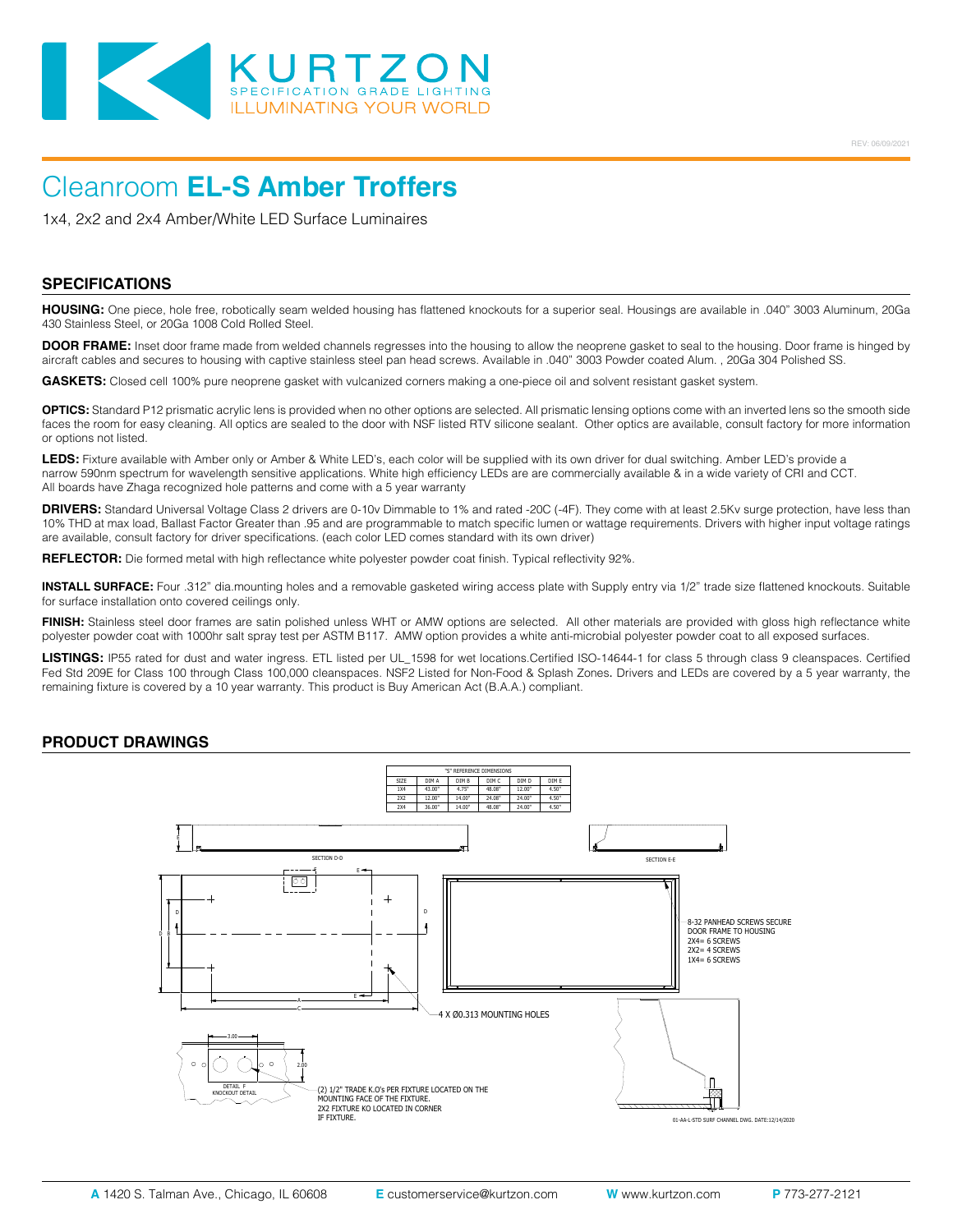REV: 06/09/2021

# Cleanroom **EL-S Amber Troffers**

1x4, 2x2 and 2x4 Amber/White LED Surface Luminaires

## SPECIFICATIONS

**HOUSING:** One piece, hole free, robotically seam welded housing has flattened knockouts for a superior seal. Housings are available in .040" 3003 Aluminum, 20Ga 430 Stainless Steel, or 20Ga 1008 Cold Rolled Steel.

**DOOR FRAME:** Inset door frame made from welded channels regresses into the housing to allow the neoprene gasket to seal to the housing. Door frame is hinged by aircraft cables and secures to housing with captive stainless steel pan head screws. Available in .040" 3003 Powder coated Alum. , 20Ga 304 Polished SS.

**GASKETS:** Closed cell 100% pure neoprene gasket with vulcanized corners making a one-piece oil and solvent resistant gasket system.

**OPTICS:** Standard P12 prismatic acrylic lens is provided when no other options are selected. All prismatic lensing options come with an inverted lens so the smooth side faces the room for easy cleaning. All optics are sealed to the door with NSF listed RTV silicone sealant. Other optics are available, consult factory for more information or options not listed.

**LEDS:** Fixture available with Amber only or Amber & White LED's, each color will be supplied with its own driver for dual switching. Amber LED's provide a narrow 590nm spectrum for wavelength sensitive applications. White high efficiency LEDs are are commercially available & in a wide variety of CRI and CCT. All boards have Zhaga recognized hole patterns and come with a 5 year warranty

**DRIVERS:** Standard Universal Voltage Class 2 drivers are 0-10v Dimmable to 1% and rated -20C (-4F). They come with at least 2.5Kv surge protection, have less than 10% THD at max load, Ballast Factor Greater than .95 and are programmable to match specific lumen or wattage requirements. Drivers with higher input voltage ratings are available, consult factory for driver specifications. (each color LED comes standard with its own driver)

**REFLECTOR:** Die formed metal with high reflectance white polyester powder coat finish. Typical reflectivity 92%.

**INSTALL SURFACE:** Four .312" dia.mounting holes and a removable gasketed wiring access plate with Supply entry via 1/2" trade size flattened knockouts. Suitable for surface installation onto covered ceilings only.

**FINISH:** Stainless steel door frames are satin polished unless WHT or AMW options are selected. All other materials are provided with gloss high reflectance white polyester powder coat with 1000hr salt spray test per ASTM B117. AMW option provides a white anti-microbial polyester powder coat to all exposed surfaces.

**LISTINGS:** IP55 rated for dust and water ingress. ETL listed per UL_1598 for wet locations.Certified ISO-14644-1 for class 5 through class 9 cleanspaces. Certified Fed Std 209E for Class 100 through Class 100,000 cleanspaces. NSF2 Listed for Non-Food & Splash Zones. Drivers and LEDs are covered by a 5 year warranty, the remaining fixture is covered by a 10 year warranty. This product is Buy American Act (B.A.A.) compliant.

## PRODUCT DRAWINGS

"S" REFERENCE DIMENSIONS

| SIZE | DIM A | DIM B | DIM C | DIM D | DIM E |
|---|---|---|---|---|---|
| 1X4 | 43.00" | 4.75" | 48.08" | 12.00" | 4.50" |
| 2X2 | 12.00" | 14.00" | 24.08" | 24.00" | 4.50" |
| 2X4 | 36.00" | 14.00" | 48.08" | 24.00" | 4.50" |

SECTION D-D

SECTION E-E

8-32 PANHEAD SCREWS SECURE DOOR FRAME TO HOUSING
2X4= 6 SCREWS
2X2= 4 SCREWS
1X4= 6 SCREWS

4 X Ø0.313 MOUNTING HOLES

DETAIL F KNOCKOUT DETAIL

(2) 1/2" TRADE K.O's PER FIXTURE LOCATED ON THE MOUNTING FACE OF THE FIXTURE.
2X2 FIXTURE KO LOCATED IN CORNER IF FIXTURE.

01-AA-L-STD SURF CHANNEL DWG. DATE:12/14/2020

**A** 1420 S. Talman Ave., Chicago, IL 60608 **E** customerservice@kurtzon.com **W** www.kurtzon.com **P** 773-277-2121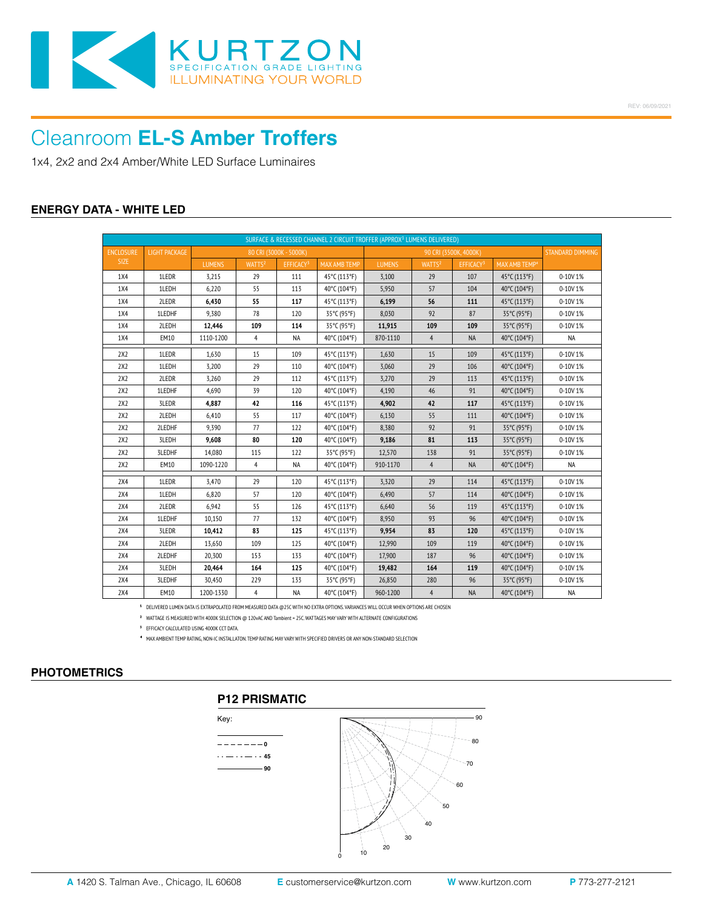# Cleanroom **EL-S Amber Troffers**

1x4, 2x2 and 2x4 Amber/White LED Surface Luminaires

## ENERGY DATA - WHITE LED

| SURFACE & RECESSED CHANNEL 2 CIRCUIT TROFFER (APPROX[1] LUMENS DELIVERED) | | | | | | | | | | |
|---|---|---|---|---|---|---|---|---|---|---|
| ENCLOSURE SIZE | LIGHT PACKAGE | 80 CRI (3000K - 5000K) | | | | 90 CRI (3500K, 4000K) | | | | STANDARD DIMMING |
| | | LUMENS | WATTS[2] | EFFICACY[3] | MAX AMB TEMP | LUMENS | WATTS[2] | EFFICACY[3] | MAX AMB TEMP[4] | |
| 1X4 | 1LEDR | 3,215 | 29 | 111 | 45°C (113°F) | 3,100 | 29 | 107 | 45°C (113°F) | 0-10V 1% |
| 1X4 | 1LEDH | 6,220 | 55 | 113 | 40°C (104°F) | 5,950 | 57 | 104 | 40°C (104°F) | 0-10V 1% |
| 1X4 | 2LEDR | **6,430** | **55** | **117** | 45°C (113°F) | **6,199** | **56** | **111** | 45°C (113°F) | 0-10V 1% |
| 1X4 | 1LEDHF | 9,380 | 78 | 120 | 35°C (95°F) | 8,030 | 92 | 87 | 35°C (95°F) | 0-10V 1% |
| 1X4 | 2LEDH | **12,446** | **109** | **114** | 35°C (95°F) | **11,915** | **109** | **109** | 35°C (95°F) | 0-10V 1% |
| 1X4 | EM10 | 1110-1200 | 4 | NA | 40°C (104°F) | 870-1110 | 4 | NA | 40°C (104°F) | NA |
| 2X2 | 1LEDR | 1,630 | 15 | 109 | 45°C (113°F) | 1,630 | 15 | 109 | 45°C (113°F) | 0-10V 1% |
| 2X2 | 1LEDH | 3,200 | 29 | 110 | 40°C (104°F) | 3,060 | 29 | 106 | 40°C (104°F) | 0-10V 1% |
| 2X2 | 2LEDR | 3,260 | 29 | 112 | 45°C (113°F) | 3,270 | 29 | 113 | 45°C (113°F) | 0-10V 1% |
| 2X2 | 1LEDHF | 4,690 | 39 | 120 | 40°C (104°F) | 4,190 | 46 | 91 | 40°C (104°F) | 0-10V 1% |
| 2X2 | 3LEDR | **4,887** | **42** | **116** | 45°C (113°F) | **4,902** | **42** | **117** | 45°C (113°F) | 0-10V 1% |
| 2X2 | 2LEDH | 6,410 | 55 | 117 | 40°C (104°F) | 6,130 | 55 | 111 | 40°C (104°F) | 0-10V 1% |
| 2X2 | 2LEDHF | 9,390 | 77 | 122 | 40°C (104°F) | 8,380 | 92 | 91 | 35°C (95°F) | 0-10V 1% |
| 2X2 | 3LEDH | **9,608** | **80** | **120** | 40°C (104°F) | **9,186** | **81** | **113** | 35°C (95°F) | 0-10V 1% |
| 2X2 | 3LEDHF | 14,080 | 115 | 122 | 35°C (95°F) | 12,570 | 138 | 91 | 35°C (95°F) | 0-10V 1% |
| 2X2 | EM10 | 1090-1220 | 4 | NA | 40°C (104°F) | 910-1170 | 4 | NA | 40°C (104°F) | NA |
| 2X4 | 1LEDR | 3,470 | 29 | 120 | 45°C (113°F) | 3,320 | 29 | 114 | 45°C (113°F) | 0-10V 1% |
| 2X4 | 1LEDH | 6,820 | 57 | 120 | 40°C (104°F) | 6,490 | 57 | 114 | 40°C (104°F) | 0-10V 1% |
| 2X4 | 2LEDR | 6,942 | 55 | 126 | 45°C (113°F) | 6,640 | 56 | 119 | 45°C (113°F) | 0-10V 1% |
| 2X4 | 1LEDHF | 10,150 | 77 | 132 | 40°C (104°F) | 8,950 | 93 | 96 | 40°C (104°F) | 0-10V 1% |
| 2X4 | 3LEDR | **10,412** | **83** | **125** | 45°C (113°F) | **9,954** | **83** | **120** | 45°C (113°F) | 0-10V 1% |
| 2X4 | 2LEDH | 13,650 | 109 | 125 | 40°C (104°F) | 12,990 | 109 | 119 | 40°C (104°F) | 0-10V 1% |
| 2X4 | 2LEDHF | 20,300 | 153 | 133 | 40°C (104°F) | 17,900 | 187 | 96 | 40°C (104°F) | 0-10V 1% |
| 2X4 | 3LEDH | **20,464** | **164** | **125** | 40°C (104°F) | **19,482** | **164** | **119** | 40°C (104°F) | 0-10V 1% |
| 2X4 | 3LEDHF | 30,450 | 229 | 133 | 35°C (95°F) | 26,850 | 280 | 96 | 35°C (95°F) | 0-10V 1% |
| 2X4 | EM10 | 1200-1330 | 4 | NA | 40°C (104°F) | 960-1200 | 4 | NA | 40°C (104°F) | NA |

[1] DELIVERED LUMEN DATA IS EXTRAPOLATED FROM MEASURED DATA @25C WITH NO EXTRA OPTIONS. VARIANCES WILL OCCUR WHEN OPTIONS ARE CHOSEN

[2] WATTAGE IS MEASURED WITH 4000K SELECTION @ 120vAC AND Tambient = 25C. WATTAGES MAY VARY WITH ALTERNATE CONFIGURATIONS

[3] EFFICACY CALCULATED USING 4000K CCT DATA.

[4] MAX AMBIENT TEMP RATING, NON-IC INSTALLATON. TEMP RATING MAY VARY WITH SPECIFIED DRIVERS OR ANY NON-STANDARD SELECTION

## PHOTOMETRICS

### P12 PRISMATIC

Key:

- - - - - - - 0
· · — · · — · · 45
———— 90

0 10 20 30 40 50 60 70 80 90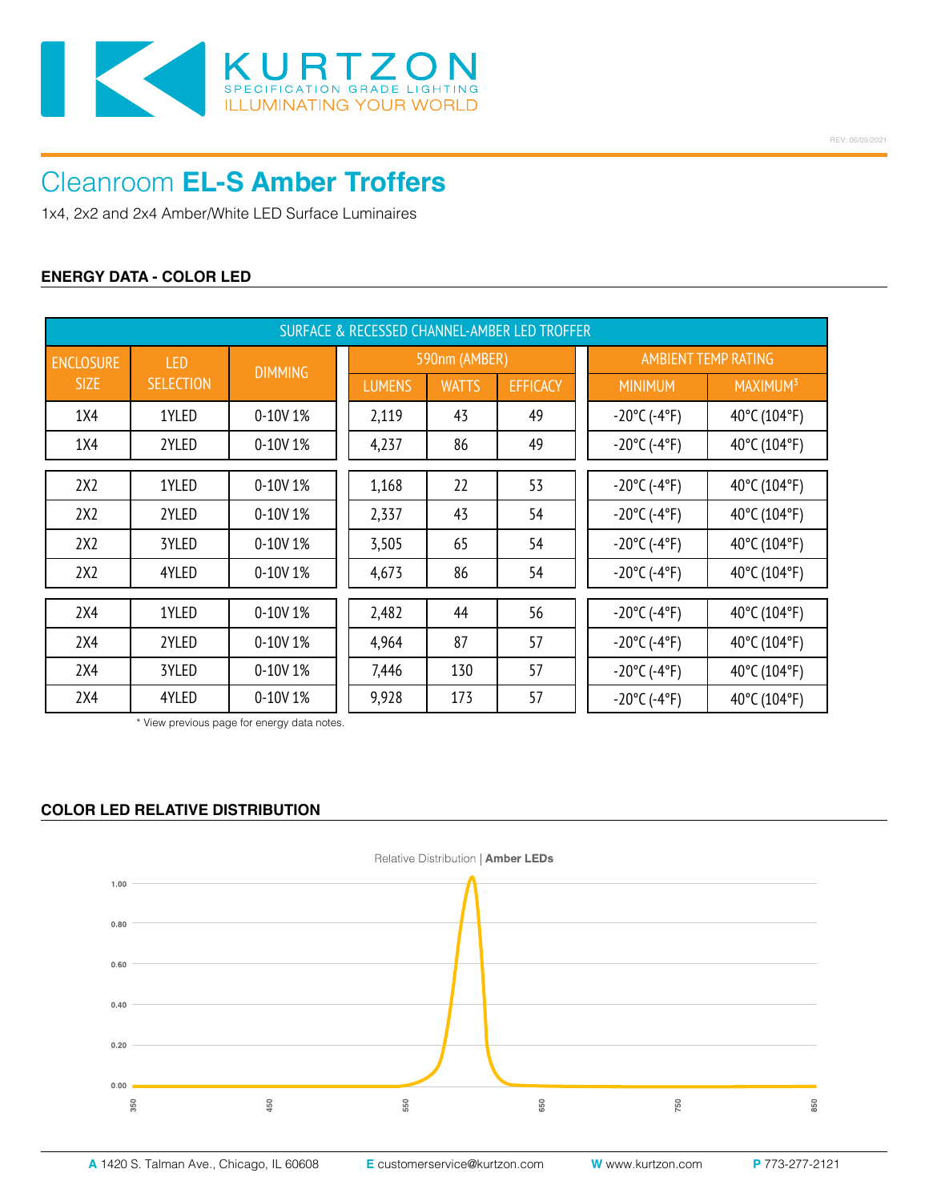# Cleanroom **EL-S Amber Troffers**

1x4, 2x2 and 2x4 Amber/White LED Surface Luminaires

REV: 06/09/2021

## ENERGY DATA - COLOR LED

| SURFACE & RECESSED CHANNEL-AMBER LED TROFFER | | | | | | | |
|---|---|---|---|---|---|---|---|
| ENCLOSURE SIZE | LED SELECTION | DIMMING | 590nm (AMBER) | | | AMBIENT TEMP RATING | |
| | | | LUMENS | WATTS | EFFICACY | MINIMUM | MAXIMUM[3] |
| 1X4 | 1YLED | 0-10V 1% | 2,119 | 43 | 49 | -20°C (-4°F) | 40°C (104°F) |
| 1X4 | 2YLED | 0-10V 1% | 4,237 | 86 | 49 | -20°C (-4°F) | 40°C (104°F) |
| 2X2 | 1YLED | 0-10V 1% | 1,168 | 22 | 53 | -20°C (-4°F) | 40°C (104°F) |
| 2X2 | 2YLED | 0-10V 1% | 2,337 | 43 | 54 | -20°C (-4°F) | 40°C (104°F) |
| 2X2 | 3YLED | 0-10V 1% | 3,505 | 65 | 54 | -20°C (-4°F) | 40°C (104°F) |
| 2X2 | 4YLED | 0-10V 1% | 4,673 | 86 | 54 | -20°C (-4°F) | 40°C (104°F) |
| 2X4 | 1YLED | 0-10V 1% | 2,482 | 44 | 56 | -20°C (-4°F) | 40°C (104°F) |
| 2X4 | 2YLED | 0-10V 1% | 4,964 | 87 | 57 | -20°C (-4°F) | 40°C (104°F) |
| 2X4 | 3YLED | 0-10V 1% | 7,446 | 130 | 57 | -20°C (-4°F) | 40°C (104°F) |
| 2X4 | 4YLED | 0-10V 1% | 9,928 | 173 | 57 | -20°C (-4°F) | 40°C (104°F) |

\* View previous page for energy data notes.

## COLOR LED RELATIVE DISTRIBUTION

Relative Distribution | **Amber LEDs**

1.00
0.80
0.60
0.40
0.20
0.00

350
450
550
650
750
850

**A** 1420 S. Talman Ave., Chicago, IL 60608 **E** customerservice@kurtzon.com **W** www.kurtzon.com **P** 773-277-2121